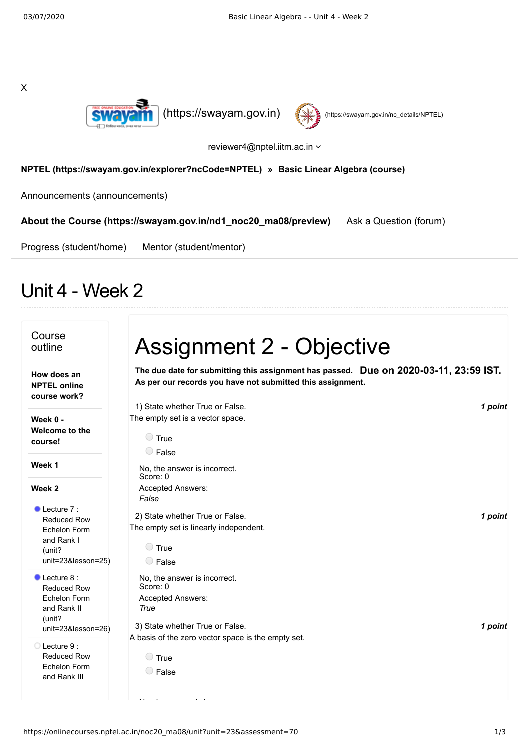X

(https://swayam.gov.in) (https://swayam.gov.in/nc_details/NPTEL)

reviewer4@nptel.iitm.ac.in

**NPTEL (https://swayam.gov.in/explorer?ncCode=NPTEL) » Basic Linear Algebra (course)**

Announcements (announcements)

**About the Course (https://swayam.gov.in/nd1_noc20_ma08/preview)** Ask a Question (forum)

Progress (student/home) Mentor (student/mentor)

# Unit 4 - Week 2

## Course outline

**How does an NPTEL online course work?**

**Week 0 - Welcome to the course!**

**Week 1**

**Week 2**

- Lecture 7 : Reduced Row Echelon Form and Rank I (unit?unit=23&lesson=25)
- Lecture 8 : Reduced Row Echelon Form and Rank II (unit?unit=23&lesson=26)
- Lecture 9 : Reduced Row Echelon Form and Rank III

# Assignment 2 - Objective

**The due date for submitting this assignment has passed.** **Due on 2020-03-11, 23:59 IST.**
**As per our records you have not submitted this assignment.**

1) State whether True or False. ***1 point***
The empty set is a vector space.

- True
- False

No, the answer is incorrect.
Score: 0
Accepted Answers:
*False*

2) State whether True or False. ***1 point***
The empty set is linearly independent.

- True
- False

No, the answer is incorrect.
Score: 0
Accepted Answers:
*True*

3) State whether True or False. ***1 point***
A basis of the zero vector space is the empty set.

- True
- False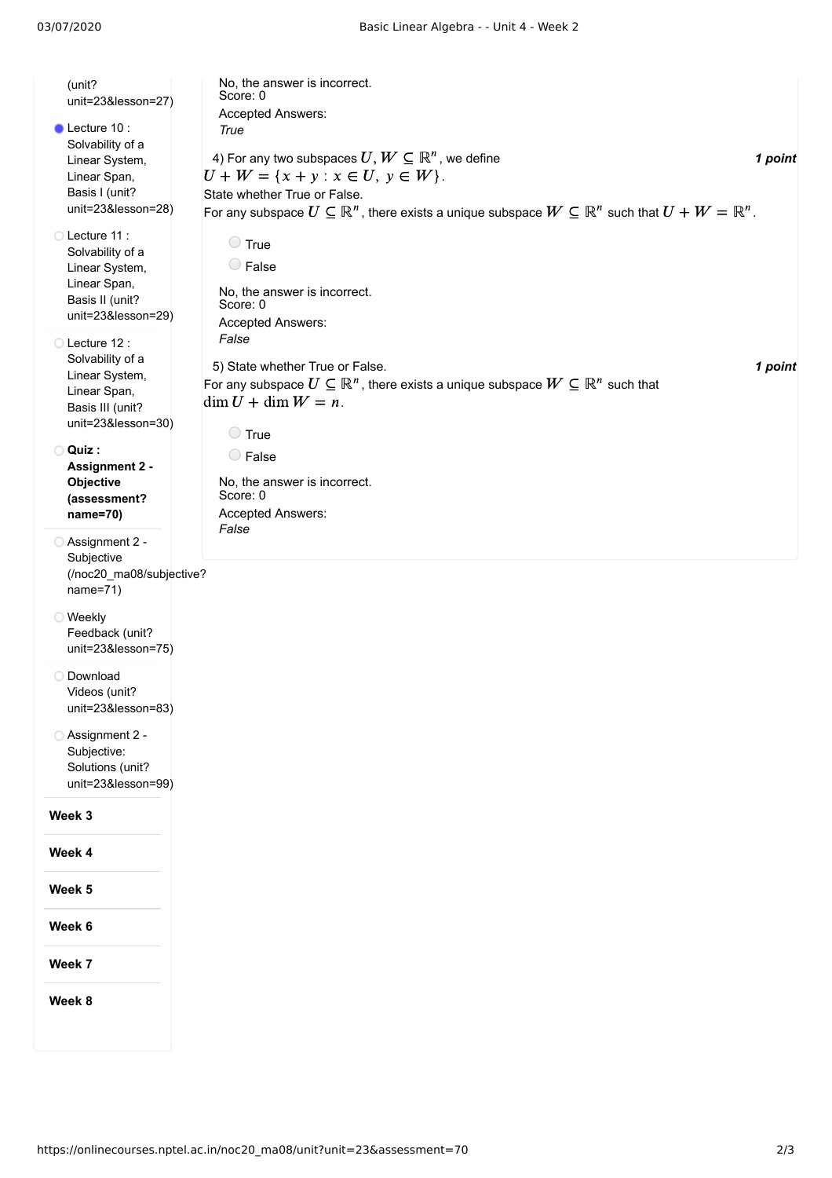(unit?unit=23&lesson=27)

- Lecture 10 : Solvability of a Linear System, Linear Span, Basis I (unit?unit=23&lesson=28)
- Lecture 11 : Solvability of a Linear System, Linear Span, Basis II (unit?unit=23&lesson=29)
- Lecture 12 : Solvability of a Linear System, Linear Span, Basis III (unit?unit=23&lesson=30)
- **Quiz : Assignment 2 - Objective (assessment?name=70)**
- Assignment 2 - Subjective (/noc20_ma08/subjective?name=71)
- Weekly Feedback (unit?unit=23&lesson=75)
- Download Videos (unit?unit=23&lesson=83)
- Assignment 2 - Subjective: Solutions (unit?unit=23&lesson=99)

**Week 3**

**Week 4**

**Week 5**

**Week 6**

**Week 7**

**Week 8**

No, the answer is incorrect.
Score: 0

Accepted Answers:
*True*

4) For any two subspaces $U, W \subseteq \mathbb{R}^n$, we define $U + W = \{x + y : x \in U,\ y \in W\}$.
State whether True or False.
For any subspace $U \subseteq \mathbb{R}^n$, there exists a unique subspace $W \subseteq \mathbb{R}^n$ such that $U + W = \mathbb{R}^n$.

***1 point***

- True
- False

No, the answer is incorrect.
Score: 0

Accepted Answers:
*False*

5) State whether True or False.
For any subspace $U \subseteq \mathbb{R}^n$, there exists a unique subspace $W \subseteq \mathbb{R}^n$ such that $\dim U + \dim W = n$.

***1 point***

- True
- False

No, the answer is incorrect.
Score: 0

Accepted Answers:
*False*